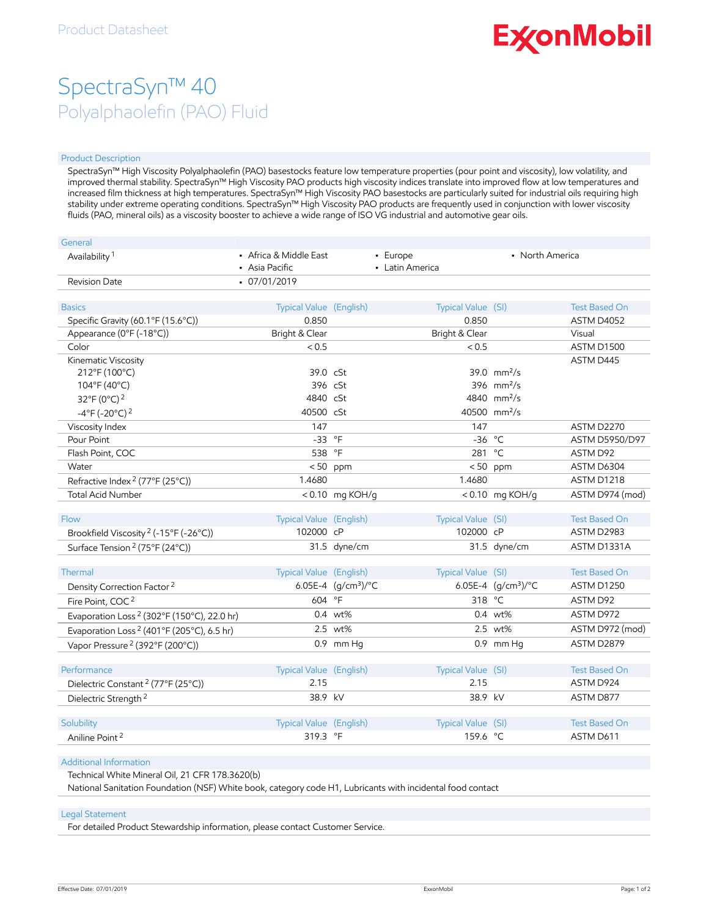Product Datasheet

ExxonMobil

# SpectraSyn™ 40

## Polyalphaolefin (PAO) Fluid

### Product Description

SpectraSyn™ High Viscosity Polyalphaolefin (PAO) basestocks feature low temperature properties (pour point and viscosity), low volatility, and improved thermal stability. SpectraSyn™ High Viscosity PAO products high viscosity indices translate into improved flow at low temperatures and increased film thickness at high temperatures. SpectraSyn™ High Viscosity PAO basestocks are particularly suited for industrial oils requiring high stability under extreme operating conditions. SpectraSyn™ High Viscosity PAO products are frequently used in conjunction with lower viscosity fluids (PAO, mineral oils) as a viscosity booster to achieve a wide range of ISO VG industrial and automotive gear oils.

| General | | | |
|---|---|---|---|
| Availability [1] | • Africa & Middle East<br>• Asia Pacific | • Europe<br>• Latin America | • North America |
| Revision Date | • 07/01/2019 | | |

| Basics | Typical Value (English) | | Typical Value (SI) | | Test Based On |
|---|---|---|---|---|---|
| Specific Gravity (60.1°F (15.6°C)) | 0.850 | | 0.850 | | ASTM D4052 |
| Appearance (0°F (-18°C)) | Bright & Clear | | Bright & Clear | | Visual |
| Color | < 0.5 | | < 0.5 | | ASTM D1500 |
| Kinematic Viscosity | | | | | ASTM D445 |
| 212°F (100°C) | 39.0 | cSt | 39.0 | mm²/s | |
| 104°F (40°C) | 396 | cSt | 396 | mm²/s | |
| 32°F (0°C) [2] | 4840 | cSt | 4840 | mm²/s | |
| -4°F (-20°C) [2] | 40500 | cSt | 40500 | mm²/s | |
| Viscosity Index | 147 | | 147 | | ASTM D2270 |
| Pour Point | -33 | °F | -36 | °C | ASTM D5950/D97 |
| Flash Point, COC | 538 | °F | 281 | °C | ASTM D92 |
| Water | < 50 | ppm | < 50 | ppm | ASTM D6304 |
| Refractive Index [2] (77°F (25°C)) | 1.4680 | | 1.4680 | | ASTM D1218 |
| Total Acid Number | < 0.10 | mg KOH/g | < 0.10 | mg KOH/g | ASTM D974 (mod) |

| Flow | Typical Value (English) | | Typical Value (SI) | | Test Based On |
|---|---|---|---|---|---|
| Brookfield Viscosity [2] (-15°F (-26°C)) | 102000 | cP | 102000 | cP | ASTM D2983 |
| Surface Tension [2] (75°F (24°C)) | 31.5 | dyne/cm | 31.5 | dyne/cm | ASTM D1331A |

| Thermal | Typical Value (English) | | Typical Value (SI) | | Test Based On |
|---|---|---|---|---|---|
| Density Correction Factor [2] | 6.05E-4 | (g/cm³)/°C | 6.05E-4 | (g/cm³)/°C | ASTM D1250 |
| Fire Point, COC [2] | 604 | °F | 318 | °C | ASTM D92 |
| Evaporation Loss [2] (302°F (150°C), 22.0 hr) | 0.4 | wt% | 0.4 | wt% | ASTM D972 |
| Evaporation Loss [2] (401°F (205°C), 6.5 hr) | 2.5 | wt% | 2.5 | wt% | ASTM D972 (mod) |
| Vapor Pressure [2] (392°F (200°C)) | 0.9 | mm Hg | 0.9 | mm Hg | ASTM D2879 |

| Performance | Typical Value (English) | | Typical Value (SI) | | Test Based On |
|---|---|---|---|---|---|
| Dielectric Constant [2] (77°F (25°C)) | 2.15 | | 2.15 | | ASTM D924 |
| Dielectric Strength [2] | 38.9 | kV | 38.9 | kV | ASTM D877 |

| Solubility | Typical Value (English) | | Typical Value (SI) | | Test Based On |
|---|---|---|---|---|---|
| Aniline Point [2] | 319.3 | °F | 159.6 | °C | ASTM D611 |

### Additional Information

Technical White Mineral Oil, 21 CFR 178.3620(b)

National Sanitation Foundation (NSF) White book, category code H1, Lubricants with incidental food contact

### Legal Statement

For detailed Product Stewardship information, please contact Customer Service.

Effective Date: 07/01/2019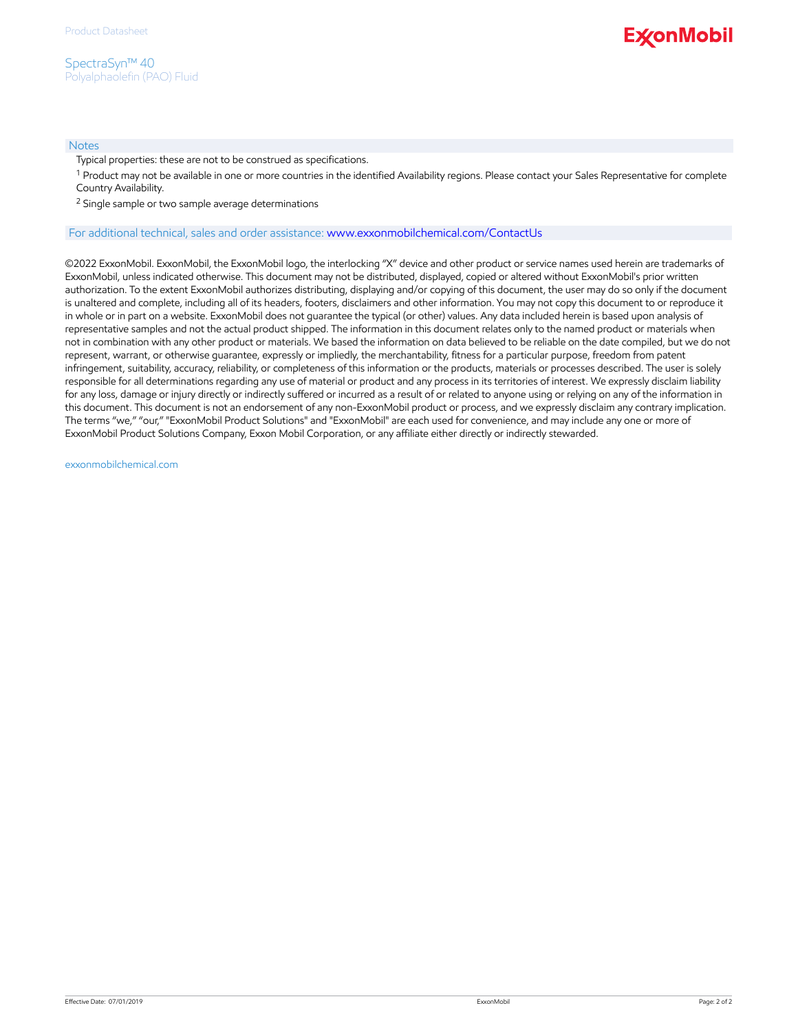## Notes

Typical properties: these are not to be construed as specifications.

[1] Product may not be available in one or more countries in the identified Availability regions. Please contact your Sales Representative for complete Country Availability.

[2] Single sample or two sample average determinations

## For additional technical, sales and order assistance: www.exxonmobilchemical.com/ContactUs

©2022 ExxonMobil. ExxonMobil, the ExxonMobil logo, the interlocking "X" device and other product or service names used herein are trademarks of ExxonMobil, unless indicated otherwise. This document may not be distributed, displayed, copied or altered without ExxonMobil's prior written authorization. To the extent ExxonMobil authorizes distributing, displaying and/or copying of this document, the user may do so only if the document is unaltered and complete, including all of its headers, footers, disclaimers and other information. You may not copy this document to or reproduce it in whole or in part on a website. ExxonMobil does not guarantee the typical (or other) values. Any data included herein is based upon analysis of representative samples and not the actual product shipped. The information in this document relates only to the named product or materials when not in combination with any other product or materials. We based the information on data believed to be reliable on the date compiled, but we do not represent, warrant, or otherwise guarantee, expressly or impliedly, the merchantability, fitness for a particular purpose, freedom from patent infringement, suitability, accuracy, reliability, or completeness of this information or the products, materials or processes described. The user is solely responsible for all determinations regarding any use of material or product and any process in its territories of interest. We expressly disclaim liability for any loss, damage or injury directly or indirectly suffered or incurred as a result of or related to anyone using or relying on any of the information in this document. This document is not an endorsement of any non-ExxonMobil product or process, and we expressly disclaim any contrary implication. The terms "we," "our," "ExxonMobil Product Solutions" and "ExxonMobil" are each used for convenience, and may include any one or more of ExxonMobil Product Solutions Company, Exxon Mobil Corporation, or any affiliate either directly or indirectly stewarded.

exxonmobilchemical.com